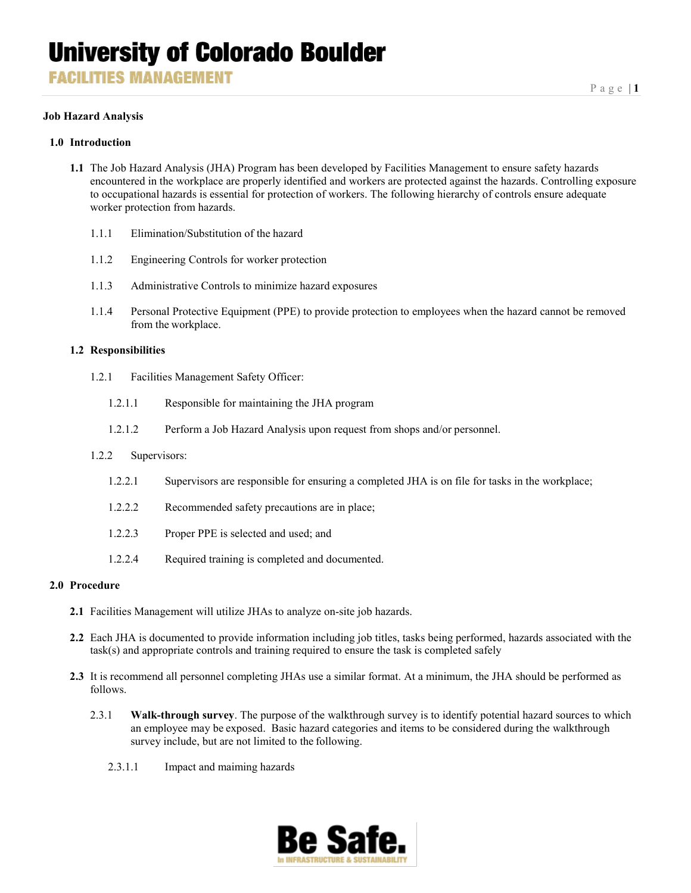# Job Hazard Analysis

## 1.0 Introduction

**1.1** The Job Hazard Analysis (JHA) Program has been developed by Facilities Management to ensure safety hazards encountered in the workplace are properly identified and workers are protected against the hazards. Controlling exposure to occupational hazards is essential for protection of workers. The following hierarchy of controls ensure adequate worker protection from hazards.

1.1.1 Elimination/Substitution of the hazard

1.1.2 Engineering Controls for worker protection

1.1.3 Administrative Controls to minimize hazard exposures

1.1.4 Personal Protective Equipment (PPE) to provide protection to employees when the hazard cannot be removed from the workplace.

**1.2 Responsibilities**

1.2.1 Facilities Management Safety Officer:

1.2.1.1 Responsible for maintaining the JHA program

1.2.1.2 Perform a Job Hazard Analysis upon request from shops and/or personnel.

1.2.2 Supervisors:

1.2.2.1 Supervisors are responsible for ensuring a completed JHA is on file for tasks in the workplace;

1.2.2.2 Recommended safety precautions are in place;

1.2.2.3 Proper PPE is selected and used; and

1.2.2.4 Required training is completed and documented.

## 2.0 Procedure

**2.1** Facilities Management will utilize JHAs to analyze on-site job hazards.

**2.2** Each JHA is documented to provide information including job titles, tasks being performed, hazards associated with the task(s) and appropriate controls and training required to ensure the task is completed safely

**2.3** It is recommend all personnel completing JHAs use a similar format. At a minimum, the JHA should be performed as follows.

2.3.1 **Walk-through survey**. The purpose of the walkthrough survey is to identify potential hazard sources to which an employee may be exposed. Basic hazard categories and items to be considered during the walkthrough survey include, but are not limited to the following.

2.3.1.1 Impact and maiming hazards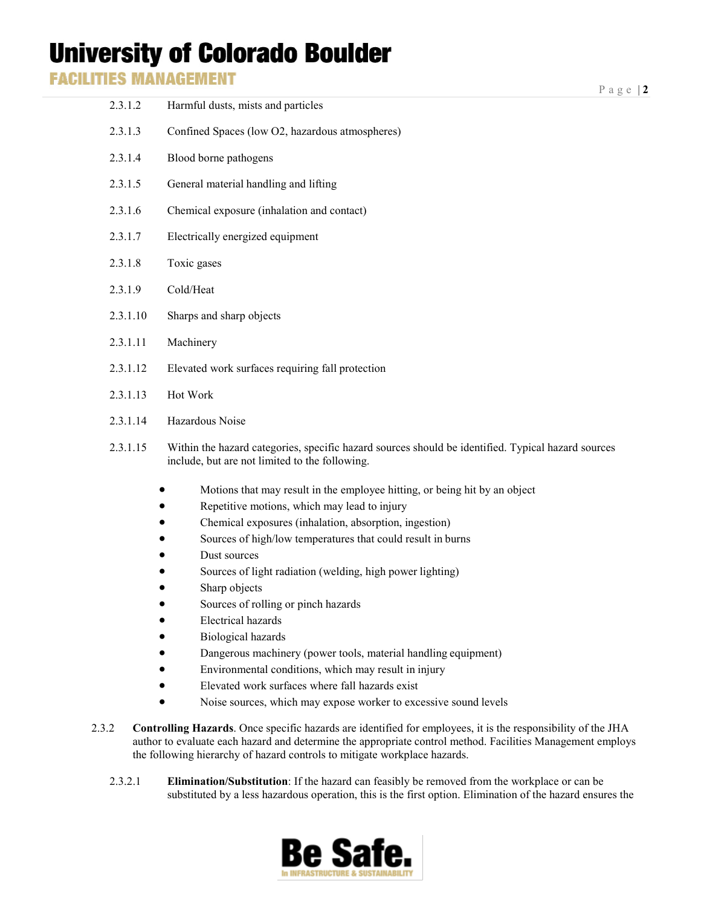2.3.1.2 Harmful dusts, mists and particles

2.3.1.3 Confined Spaces (low O2, hazardous atmospheres)

2.3.1.4 Blood borne pathogens

2.3.1.5 General material handling and lifting

2.3.1.6 Chemical exposure (inhalation and contact)

2.3.1.7 Electrically energized equipment

2.3.1.8 Toxic gases

2.3.1.9 Cold/Heat

2.3.1.10 Sharps and sharp objects

2.3.1.11 Machinery

2.3.1.12 Elevated work surfaces requiring fall protection

2.3.1.13 Hot Work

2.3.1.14 Hazardous Noise

2.3.1.15 Within the hazard categories, specific hazard sources should be identified. Typical hazard sources include, but are not limited to the following.

- Motions that may result in the employee hitting, or being hit by an object
- Repetitive motions, which may lead to injury
- Chemical exposures (inhalation, absorption, ingestion)
- Sources of high/low temperatures that could result in burns
- Dust sources
- Sources of light radiation (welding, high power lighting)
- Sharp objects
- Sources of rolling or pinch hazards
- Electrical hazards
- Biological hazards
- Dangerous machinery (power tools, material handling equipment)
- Environmental conditions, which may result in injury
- Elevated work surfaces where fall hazards exist
- Noise sources, which may expose worker to excessive sound levels

2.3.2 **Controlling Hazards**. Once specific hazards are identified for employees, it is the responsibility of the JHA author to evaluate each hazard and determine the appropriate control method. Facilities Management employs the following hierarchy of hazard controls to mitigate workplace hazards.

2.3.2.1 **Elimination/Substitution**: If the hazard can feasibly be removed from the workplace or can be substituted by a less hazardous operation, this is the first option. Elimination of the hazard ensures the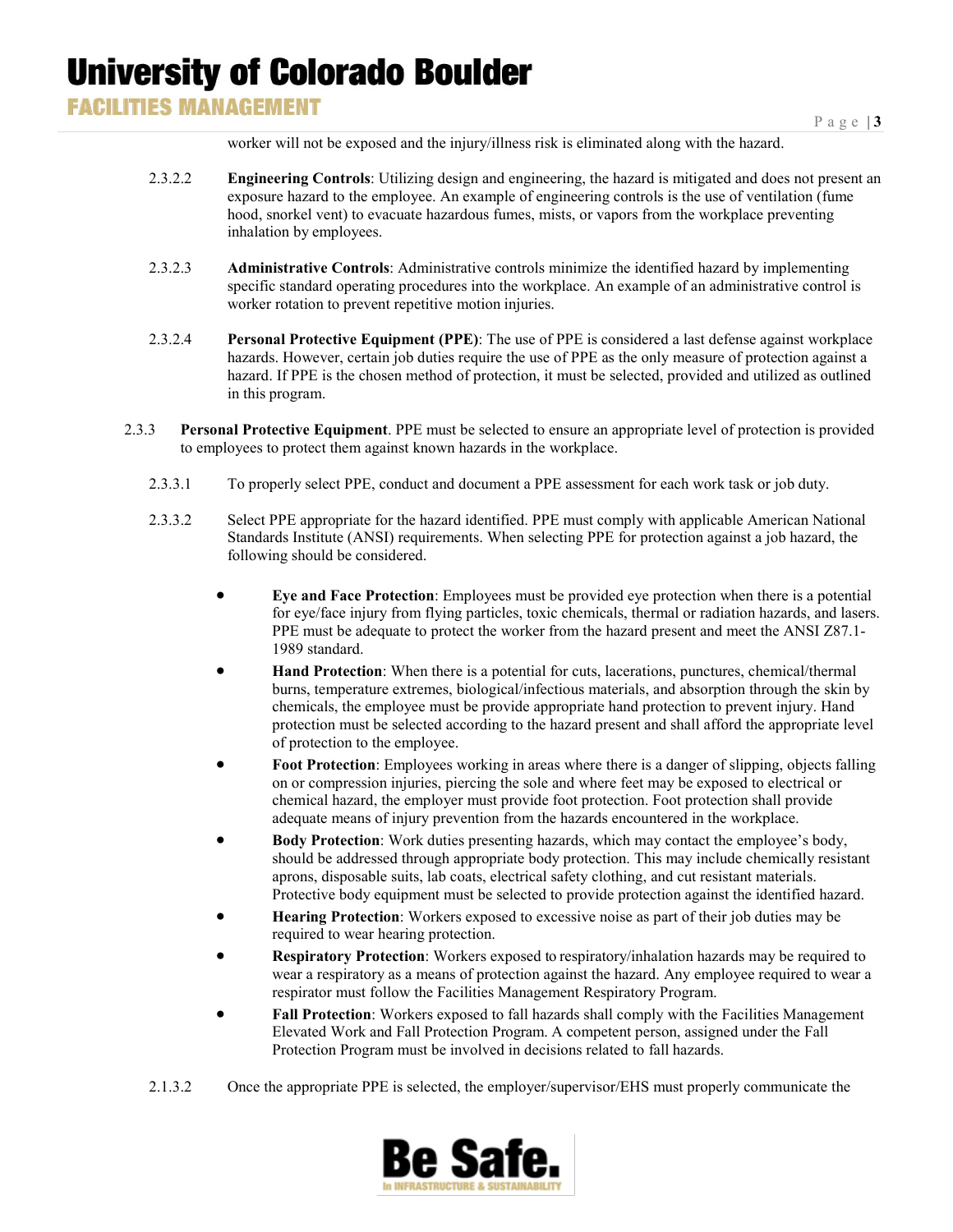worker will not be exposed and the injury/illness risk is eliminated along with the hazard.

2.3.2.2 **Engineering Controls**: Utilizing design and engineering, the hazard is mitigated and does not present an exposure hazard to the employee. An example of engineering controls is the use of ventilation (fume hood, snorkel vent) to evacuate hazardous fumes, mists, or vapors from the workplace preventing inhalation by employees.

2.3.2.3 **Administrative Controls**: Administrative controls minimize the identified hazard by implementing specific standard operating procedures into the workplace. An example of an administrative control is worker rotation to prevent repetitive motion injuries.

2.3.2.4 **Personal Protective Equipment (PPE)**: The use of PPE is considered a last defense against workplace hazards. However, certain job duties require the use of PPE as the only measure of protection against a hazard. If PPE is the chosen method of protection, it must be selected, provided and utilized as outlined in this program.

2.3.3 **Personal Protective Equipment**. PPE must be selected to ensure an appropriate level of protection is provided to employees to protect them against known hazards in the workplace.

2.3.3.1 To properly select PPE, conduct and document a PPE assessment for each work task or job duty.

2.3.3.2 Select PPE appropriate for the hazard identified. PPE must comply with applicable American National Standards Institute (ANSI) requirements. When selecting PPE for protection against a job hazard, the following should be considered.

- **Eye and Face Protection**: Employees must be provided eye protection when there is a potential for eye/face injury from flying particles, toxic chemicals, thermal or radiation hazards, and lasers. PPE must be adequate to protect the worker from the hazard present and meet the ANSI Z87.1-1989 standard.
- **Hand Protection**: When there is a potential for cuts, lacerations, punctures, chemical/thermal burns, temperature extremes, biological/infectious materials, and absorption through the skin by chemicals, the employee must be provide appropriate hand protection to prevent injury. Hand protection must be selected according to the hazard present and shall afford the appropriate level of protection to the employee.
- **Foot Protection**: Employees working in areas where there is a danger of slipping, objects falling on or compression injuries, piercing the sole and where feet may be exposed to electrical or chemical hazard, the employer must provide foot protection. Foot protection shall provide adequate means of injury prevention from the hazards encountered in the workplace.
- **Body Protection**: Work duties presenting hazards, which may contact the employee's body, should be addressed through appropriate body protection. This may include chemically resistant aprons, disposable suits, lab coats, electrical safety clothing, and cut resistant materials. Protective body equipment must be selected to provide protection against the identified hazard.
- **Hearing Protection**: Workers exposed to excessive noise as part of their job duties may be required to wear hearing protection.
- **Respiratory Protection**: Workers exposed to respiratory/inhalation hazards may be required to wear a respiratory as a means of protection against the hazard. Any employee required to wear a respirator must follow the Facilities Management Respiratory Program.
- **Fall Protection**: Workers exposed to fall hazards shall comply with the Facilities Management Elevated Work and Fall Protection Program. A competent person, assigned under the Fall Protection Program must be involved in decisions related to fall hazards.

2.1.3.2 Once the appropriate PPE is selected, the employer/supervisor/EHS must properly communicate the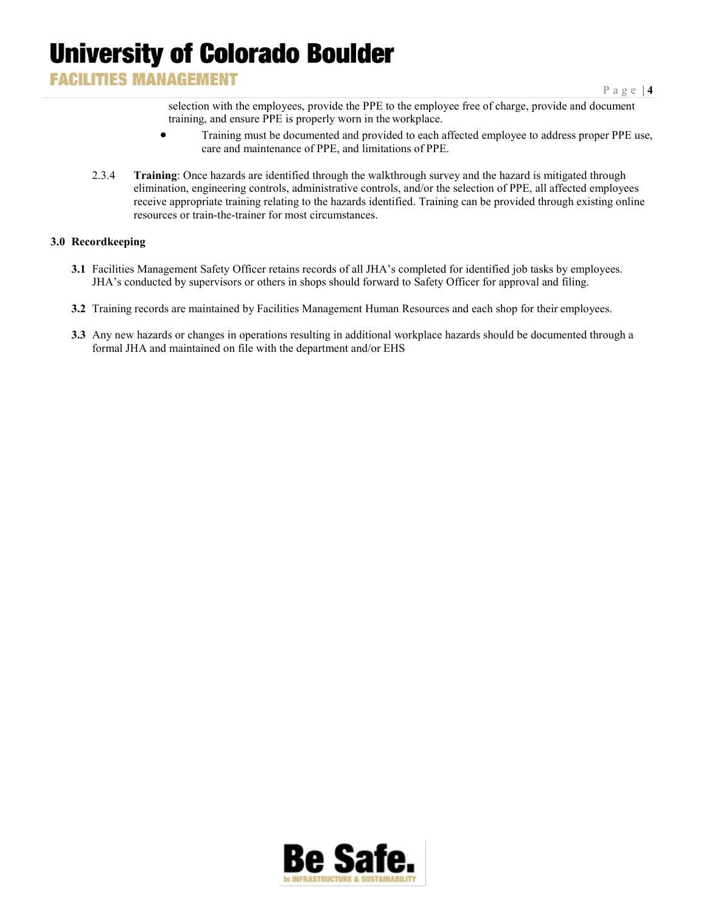selection with the employees, provide the PPE to the employee free of charge, provide and document training, and ensure PPE is properly worn in the workplace.

- Training must be documented and provided to each affected employee to address proper PPE use, care and maintenance of PPE, and limitations of PPE.

2.3.4 **Training**: Once hazards are identified through the walkthrough survey and the hazard is mitigated through elimination, engineering controls, administrative controls, and/or the selection of PPE, all affected employees receive appropriate training relating to the hazards identified. Training can be provided through existing online resources or train-the-trainer for most circumstances.

## 3.0 Recordkeeping

**3.1** Facilities Management Safety Officer retains records of all JHA's completed for identified job tasks by employees. JHA's conducted by supervisors or others in shops should forward to Safety Officer for approval and filing.

**3.2** Training records are maintained by Facilities Management Human Resources and each shop for their employees.

**3.3** Any new hazards or changes in operations resulting in additional workplace hazards should be documented through a formal JHA and maintained on file with the department and/or EHS